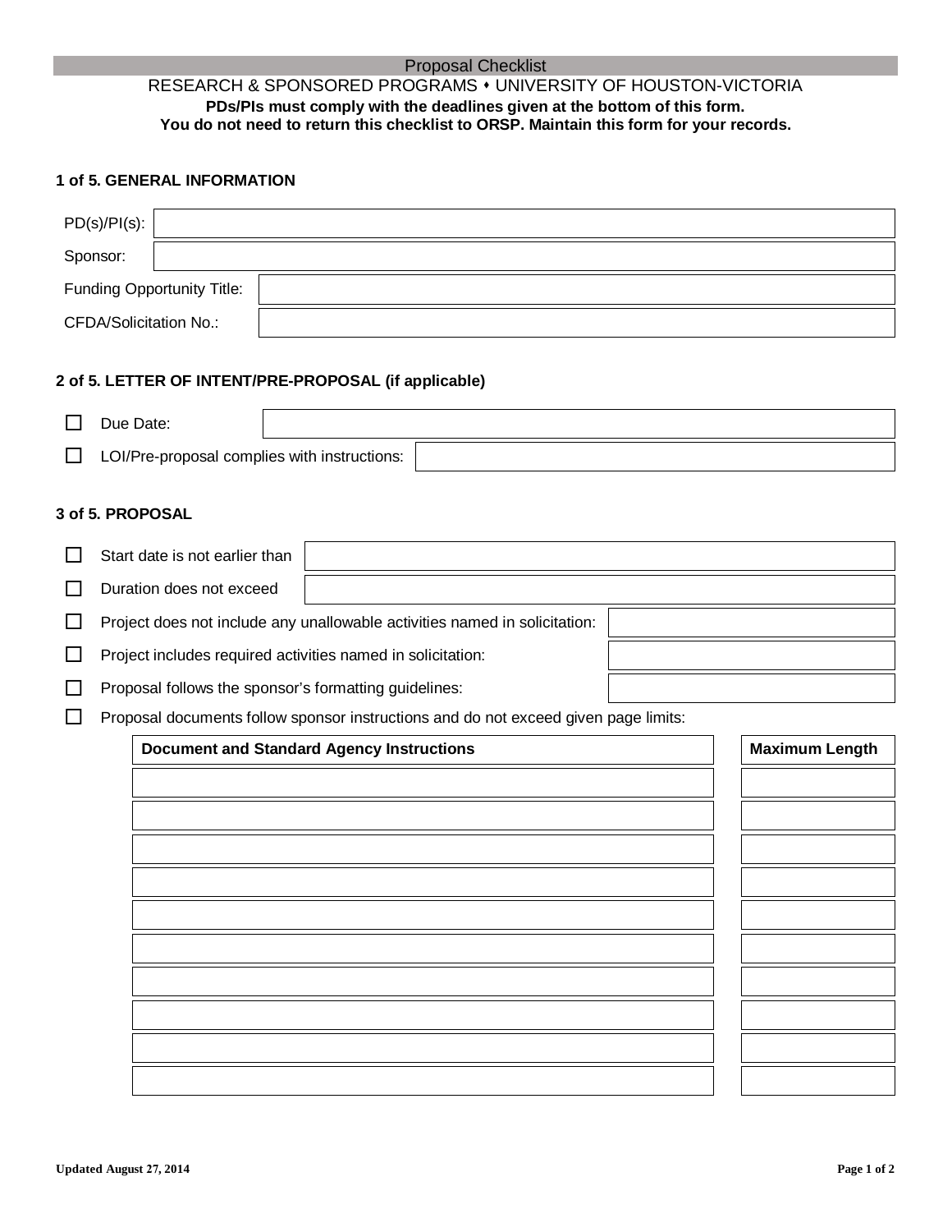# Proposal Checklist

RESEARCH & SPONSORED PROGRAMS ⬩ UNIVERSITY OF HOUSTON-VICTORIA

**PDs/PIs must comply with the deadlines given at the bottom of this form.**
**You do not need to return this checklist to ORSP. Maintain this form for your records.**

## 1 of 5. GENERAL INFORMATION

PD(s)/PI(s):

Sponsor:

Funding Opportunity Title:

CFDA/Solicitation No.:

## 2 of 5. LETTER OF INTENT/PRE-PROPOSAL (if applicable)

- ☐ Due Date:
- ☐ LOI/Pre-proposal complies with instructions:

## 3 of 5. PROPOSAL

- ☐ Start date is not earlier than
- ☐ Duration does not exceed
- ☐ Project does not include any unallowable activities named in solicitation:
- ☐ Project includes required activities named in solicitation:
- ☐ Proposal follows the sponsor's formatting guidelines:
- ☐ Proposal documents follow sponsor instructions and do not exceed given page limits:

| Document and Standard Agency Instructions | Maximum Length |
|---|---|
| | |
| | |
| | |
| | |
| | |
| | |
| | |
| | |
| | |
| | |

Updated August 27, 2014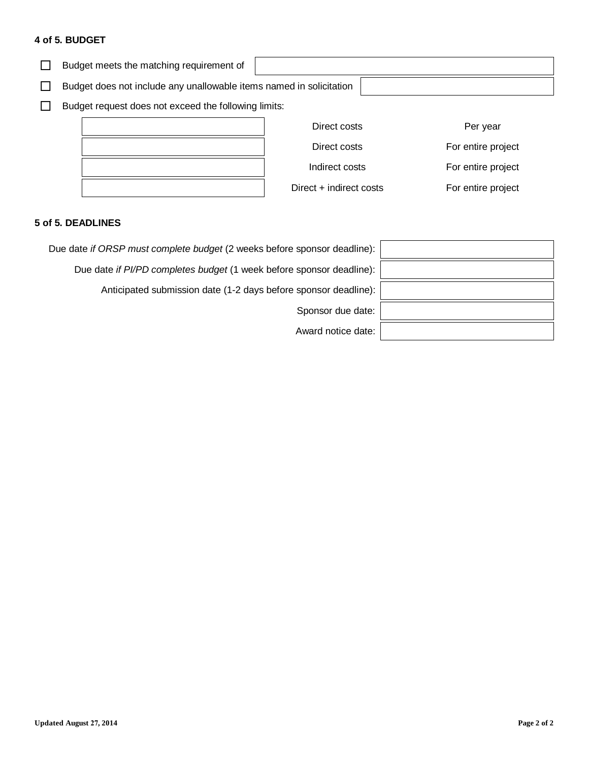### 4 of 5. BUDGET

- ☐ Budget meets the matching requirement of
- ☐ Budget does not include any unallowable items named in solicitation
- ☐ Budget request does not exceed the following limits:

| | | |
|---|---|---|
| | Direct costs | Per year |
| | Direct costs | For entire project |
| | Indirect costs | For entire project |
| | Direct + indirect costs | For entire project |

### 5 of 5. DEADLINES

| | |
|---|---|
| Due date *if ORSP must complete budget* (2 weeks before sponsor deadline): | |
| Due date *if PI/PD completes budget* (1 week before sponsor deadline): | |
| Anticipated submission date (1-2 days before sponsor deadline): | |
| Sponsor due date: | |
| Award notice date: | |

Updated August 27, 2014